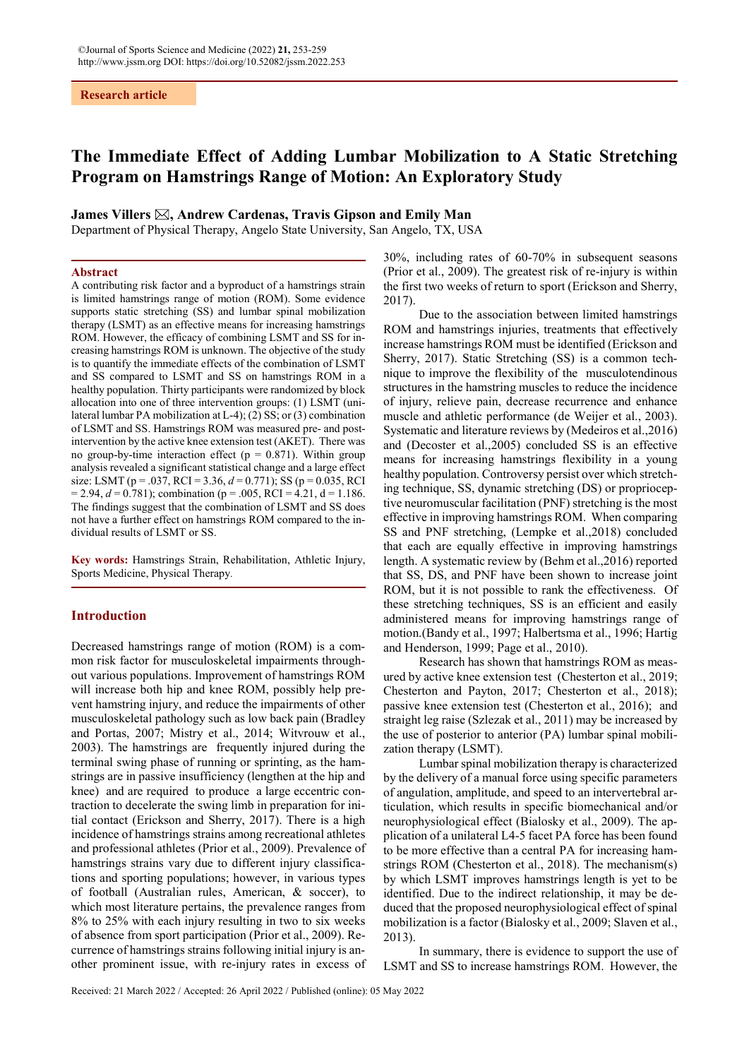Research article

# The Immediate Effect of Adding Lumbar Mobilization to A Static Stretching Program on Hamstrings Range of Motion: An Exploratory Study

**James Villers ✉, Andrew Cardenas, Travis Gipson and Emily Man**

Department of Physical Therapy, Angelo State University, San Angelo, TX, USA

## Abstract

A contributing risk factor and a byproduct of a hamstrings strain is limited hamstrings range of motion (ROM). Some evidence supports static stretching (SS) and lumbar spinal mobilization therapy (LSMT) as an effective means for increasing hamstrings ROM. However, the efficacy of combining LSMT and SS for increasing hamstrings ROM is unknown. The objective of the study is to quantify the immediate effects of the combination of LSMT and SS compared to LSMT and SS on hamstrings ROM in a healthy population. Thirty participants were randomized by block allocation into one of three intervention groups: (1) LSMT (unilateral lumbar PA mobilization at L-4); (2) SS; or (3) combination of LSMT and SS. Hamstrings ROM was measured pre- and post-intervention by the active knee extension test (AKET). There was no group-by-time interaction effect ($p = 0.871$). Within group analysis revealed a significant statistical change and a large effect size: LSMT ($p = .037$, RCI = 3.36, $d = 0.771$); SS ($p = 0.035$, RCI = 2.94, $d = 0.781$); combination ($p = .005$, RCI = 4.21, $d = 1.186$. The findings suggest that the combination of LSMT and SS does not have a further effect on hamstrings ROM compared to the individual results of LSMT or SS.

**Key words:** Hamstrings Strain, Rehabilitation, Athletic Injury, Sports Medicine, Physical Therapy.

## Introduction

Decreased hamstrings range of motion (ROM) is a common risk factor for musculoskeletal impairments throughout various populations. Improvement of hamstrings ROM will increase both hip and knee ROM, possibly help prevent hamstring injury, and reduce the impairments of other musculoskeletal pathology such as low back pain (Bradley and Portas, 2007; Mistry et al., 2014; Witvrouw et al., 2003). The hamstrings are frequently injured during the terminal swing phase of running or sprinting, as the hamstrings are in passive insufficiency (lengthen at the hip and knee) and are required to produce a large eccentric contraction to decelerate the swing limb in preparation for initial contact (Erickson and Sherry, 2017). There is a high incidence of hamstrings strains among recreational athletes and professional athletes (Prior et al., 2009). Prevalence of hamstrings strains vary due to different injury classifications and sporting populations; however, in various types of football (Australian rules, American, & soccer), to which most literature pertains, the prevalence ranges from 8% to 25% with each injury resulting in two to six weeks of absence from sport participation (Prior et al., 2009). Recurrence of hamstrings strains following initial injury is another prominent issue, with re-injury rates in excess of 30%, including rates of 60-70% in subsequent seasons (Prior et al., 2009). The greatest risk of re-injury is within the first two weeks of return to sport (Erickson and Sherry, 2017).

Due to the association between limited hamstrings ROM and hamstrings injuries, treatments that effectively increase hamstrings ROM must be identified (Erickson and Sherry, 2017). Static Stretching (SS) is a common technique to improve the flexibility of the musculotendinous structures in the hamstring muscles to reduce the incidence of injury, relieve pain, decrease recurrence and enhance muscle and athletic performance (de Weijer et al., 2003). Systematic and literature reviews by (Medeiros et al.,2016) and (Decoster et al.,2005) concluded SS is an effective means for increasing hamstrings flexibility in a young healthy population. Controversy persist over which stretching technique, SS, dynamic stretching (DS) or proprioceptive neuromuscular facilitation (PNF) stretching is the most effective in improving hamstrings ROM. When comparing SS and PNF stretching, (Lempke et al.,2018) concluded that each are equally effective in improving hamstrings length. A systematic review by (Behm et al.,2016) reported that SS, DS, and PNF have been shown to increase joint ROM, but it is not possible to rank the effectiveness. Of these stretching techniques, SS is an efficient and easily administered means for improving hamstrings range of motion.(Bandy et al., 1997; Halbertsma et al., 1996; Hartig and Henderson, 1999; Page et al., 2010).

Research has shown that hamstrings ROM as measured by active knee extension test (Chesterton et al., 2019; Chesterton and Payton, 2017; Chesterton et al., 2018); passive knee extension test (Chesterton et al., 2016); and straight leg raise (Szlezak et al., 2011) may be increased by the use of posterior to anterior (PA) lumbar spinal mobilization therapy (LSMT).

Lumbar spinal mobilization therapy is characterized by the delivery of a manual force using specific parameters of angulation, amplitude, and speed to an intervertebral articulation, which results in specific biomechanical and/or neurophysiological effect (Bialosky et al., 2009). The application of a unilateral L4-5 facet PA force has been found to be more effective than a central PA for increasing hamstrings ROM (Chesterton et al., 2018). The mechanism(s) by which LSMT improves hamstrings length is yet to be identified. Due to the indirect relationship, it may be deduced that the proposed neurophysiological effect of spinal mobilization is a factor (Bialosky et al., 2009; Slaven et al., 2013).

In summary, there is evidence to support the use of LSMT and SS to increase hamstrings ROM. However, the

Received: 21 March 2022 / Accepted: 26 April 2022 / Published (online): 05 May 2022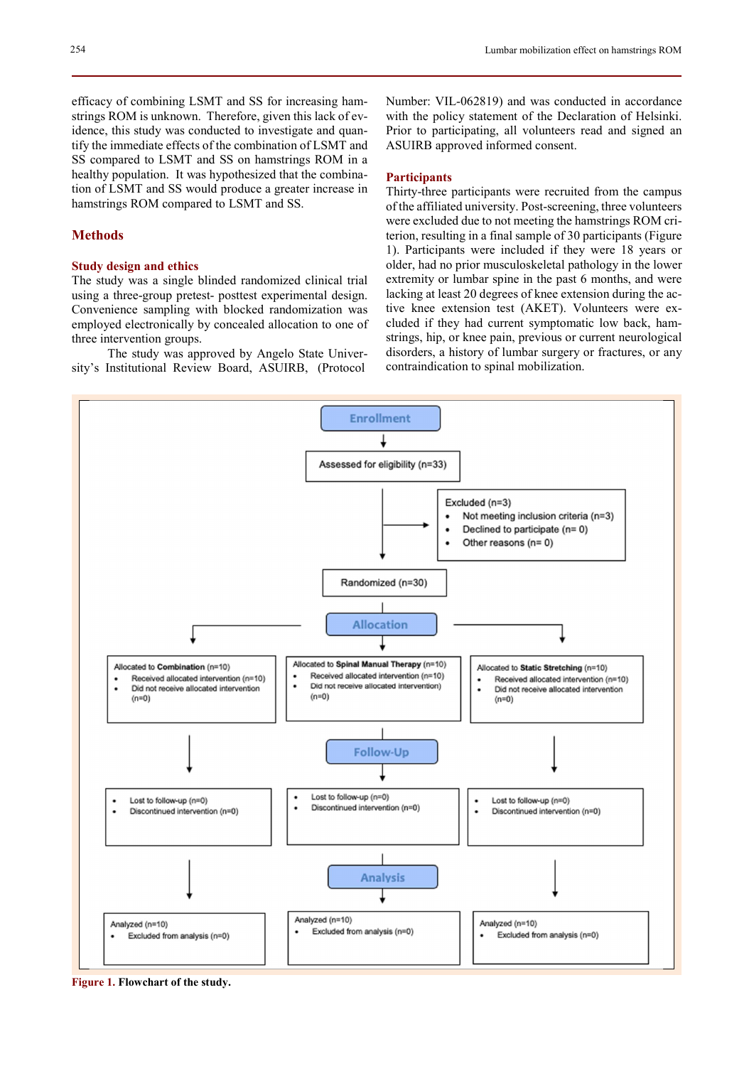efficacy of combining LSMT and SS for increasing hamstrings ROM is unknown. Therefore, given this lack of evidence, this study was conducted to investigate and quantify the immediate effects of the combination of LSMT and SS compared to LSMT and SS on hamstrings ROM in a healthy population. It was hypothesized that the combination of LSMT and SS would produce a greater increase in hamstrings ROM compared to LSMT and SS.

## Methods

### Study design and ethics

The study was a single blinded randomized clinical trial using a three-group pretest- posttest experimental design. Convenience sampling with blocked randomization was employed electronically by concealed allocation to one of three intervention groups.

The study was approved by Angelo State University's Institutional Review Board, ASUIRB, (Protocol Number: VIL-062819) and was conducted in accordance with the policy statement of the Declaration of Helsinki. Prior to participating, all volunteers read and signed an ASUIRB approved informed consent.

### Participants

Thirty-three participants were recruited from the campus of the affiliated university. Post-screening, three volunteers were excluded due to not meeting the hamstrings ROM criterion, resulting in a final sample of 30 participants (Figure 1). Participants were included if they were 18 years or older, had no prior musculoskeletal pathology in the lower extremity or lumbar spine in the past 6 months, and were lacking at least 20 degrees of knee extension during the active knee extension test (AKET). Volunteers were excluded if they had current symptomatic low back, hamstrings, hip, or knee pain, previous or current neurological disorders, a history of lumbar surgery or fractures, or any contraindication to spinal mobilization.

**Enrollment**

Assessed for eligibility (n=33)

Excluded (n=3)
- Not meeting inclusion criteria (n=3)
- Declined to participate (n= 0)
- Other reasons (n= 0)

Randomized (n=30)

**Allocation**

| Allocated to **Combination** (n=10) | Allocated to **Spinal Manual Therapy** (n=10) | Allocated to **Static Stretching** (n=10) |
|---|---|---|
| Received allocated intervention (n=10); Did not receive allocated intervention (n=0) | Received allocated intervention (n=10); Did not receive allocated intervention (n=0) | Received allocated intervention (n=10); Did not receive allocated intervention (n=0) |

**Follow-Up**

| Combination | Spinal Manual Therapy | Static Stretching |
|---|---|---|
| Lost to follow-up (n=0); Discontinued intervention (n=0) | Lost to follow-up (n=0); Discontinued intervention (n=0) | Lost to follow-up (n=0); Discontinued intervention (n=0) |

**Analysis**

| Combination | Spinal Manual Therapy | Static Stretching |
|---|---|---|
| Analyzed (n=10); Excluded from analysis (n=0) | Analyzed (n=10); Excluded from analysis (n=0) | Analyzed (n=10); Excluded from analysis (n=0) |

**Figure 1. Flowchart of the study.**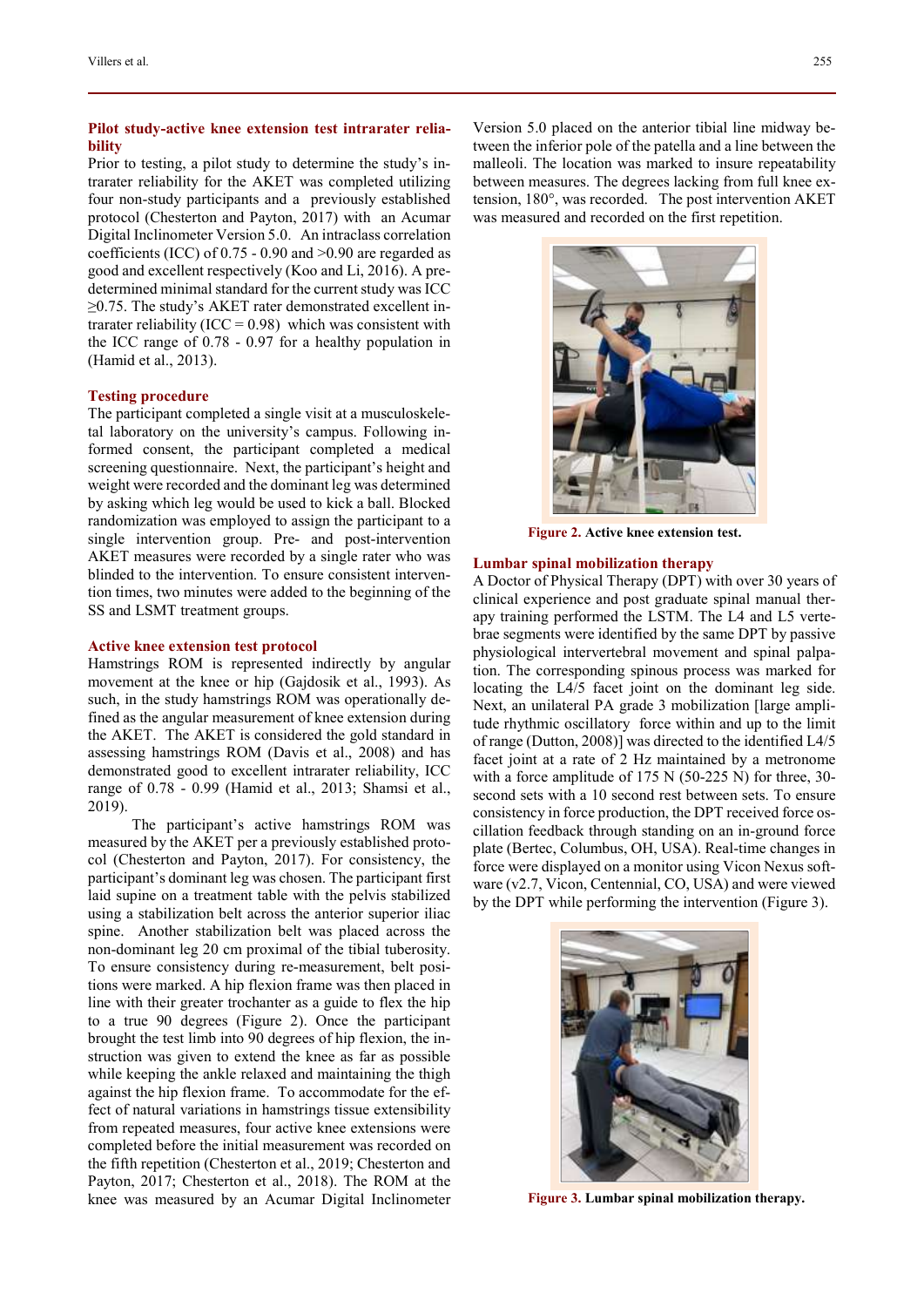### Pilot study-active knee extension test intrarater reliability

Prior to testing, a pilot study to determine the study's intrarater reliability for the AKET was completed utilizing four non-study participants and a previously established protocol (Chesterton and Payton, 2017) with an Acumar Digital Inclinometer Version 5.0. An intraclass correlation coefficients (ICC) of 0.75 - 0.90 and >0.90 are regarded as good and excellent respectively (Koo and Li, 2016). A predetermined minimal standard for the current study was ICC ≥0.75. The study's AKET rater demonstrated excellent intrarater reliability (ICC = 0.98) which was consistent with the ICC range of 0.78 - 0.97 for a healthy population in (Hamid et al., 2013).

### Testing procedure

The participant completed a single visit at a musculoskeletal laboratory on the university's campus. Following informed consent, the participant completed a medical screening questionnaire. Next, the participant's height and weight were recorded and the dominant leg was determined by asking which leg would be used to kick a ball. Blocked randomization was employed to assign the participant to a single intervention group. Pre- and post-intervention AKET measures were recorded by a single rater who was blinded to the intervention. To ensure consistent intervention times, two minutes were added to the beginning of the SS and LSMT treatment groups.

### Active knee extension test protocol

Hamstrings ROM is represented indirectly by angular movement at the knee or hip (Gajdosik et al., 1993). As such, in the study hamstrings ROM was operationally defined as the angular measurement of knee extension during the AKET. The AKET is considered the gold standard in assessing hamstrings ROM (Davis et al., 2008) and has demonstrated good to excellent intrarater reliability, ICC range of 0.78 - 0.99 (Hamid et al., 2013; Shamsi et al., 2019).

The participant's active hamstrings ROM was measured by the AKET per a previously established protocol (Chesterton and Payton, 2017). For consistency, the participant's dominant leg was chosen. The participant first laid supine on a treatment table with the pelvis stabilized using a stabilization belt across the anterior superior iliac spine. Another stabilization belt was placed across the non-dominant leg 20 cm proximal of the tibial tuberosity. To ensure consistency during re-measurement, belt positions were marked. A hip flexion frame was then placed in line with their greater trochanter as a guide to flex the hip to a true 90 degrees (Figure 2). Once the participant brought the test limb into 90 degrees of hip flexion, the instruction was given to extend the knee as far as possible while keeping the ankle relaxed and maintaining the thigh against the hip flexion frame. To accommodate for the effect of natural variations in hamstrings tissue extensibility from repeated measures, four active knee extensions were completed before the initial measurement was recorded on the fifth repetition (Chesterton et al., 2019; Chesterton and Payton, 2017; Chesterton et al., 2018). The ROM at the knee was measured by an Acumar Digital Inclinometer Version 5.0 placed on the anterior tibial line midway between the inferior pole of the patella and a line between the malleoli. The location was marked to insure repeatability between measures. The degrees lacking from full knee extension, 180°, was recorded. The post intervention AKET was measured and recorded on the first repetition.

**Figure 2.** Active knee extension test.

### Lumbar spinal mobilization therapy

A Doctor of Physical Therapy (DPT) with over 30 years of clinical experience and post graduate spinal manual therapy training performed the LSTM. The L4 and L5 vertebrae segments were identified by the same DPT by passive physiological intervertebral movement and spinal palpation. The corresponding spinous process was marked for locating the L4/5 facet joint on the dominant leg side. Next, an unilateral PA grade 3 mobilization [large amplitude rhythmic oscillatory force within and up to the limit of range (Dutton, 2008)] was directed to the identified L4/5 facet joint at a rate of 2 Hz maintained by a metronome with a force amplitude of 175 N (50-225 N) for three, 30-second sets with a 10 second rest between sets. To ensure consistency in force production, the DPT received force oscillation feedback through standing on an in-ground force plate (Bertec, Columbus, OH, USA). Real-time changes in force were displayed on a monitor using Vicon Nexus software (v2.7, Vicon, Centennial, CO, USA) and were viewed by the DPT while performing the intervention (Figure 3).

**Figure 3.** Lumbar spinal mobilization therapy.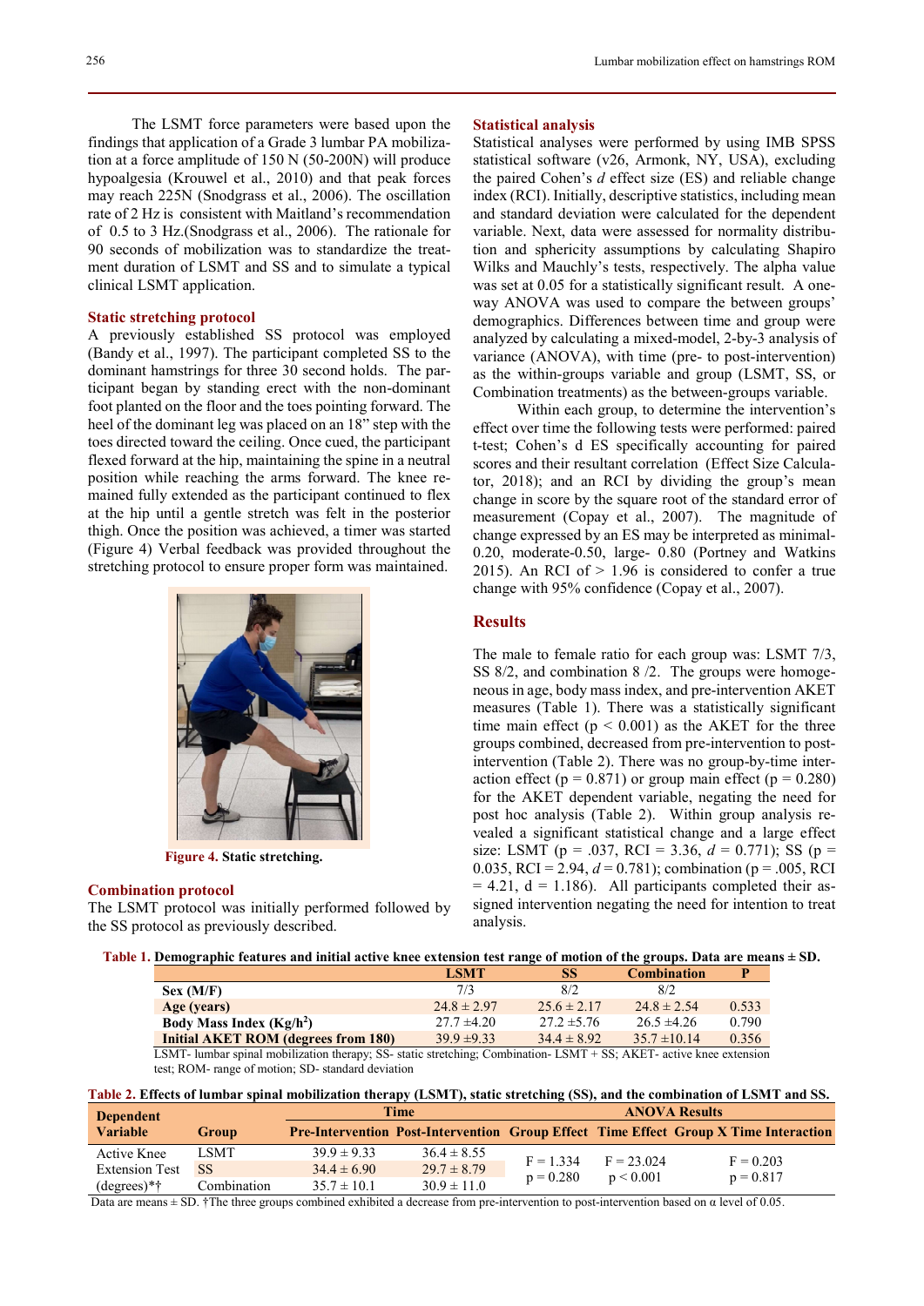The LSMT force parameters were based upon the findings that application of a Grade 3 lumbar PA mobilization at a force amplitude of 150 N (50-200N) will produce hypoalgesia (Krouwel et al., 2010) and that peak forces may reach 225N (Snodgrass et al., 2006). The oscillation rate of 2 Hz is consistent with Maitland's recommendation of 0.5 to 3 Hz.(Snodgrass et al., 2006). The rationale for 90 seconds of mobilization was to standardize the treatment duration of LSMT and SS and to simulate a typical clinical LSMT application.

### Static stretching protocol

A previously established SS protocol was employed (Bandy et al., 1997). The participant completed SS to the dominant hamstrings for three 30 second holds. The participant began by standing erect with the non-dominant foot planted on the floor and the toes pointing forward. The heel of the dominant leg was placed on an 18" step with the toes directed toward the ceiling. Once cued, the participant flexed forward at the hip, maintaining the spine in a neutral position while reaching the arms forward. The knee remained fully extended as the participant continued to flex at the hip until a gentle stretch was felt in the posterior thigh. Once the position was achieved, a timer was started (Figure 4) Verbal feedback was provided throughout the stretching protocol to ensure proper form was maintained.

**Figure 4.** Static stretching.

### Combination protocol

The LSMT protocol was initially performed followed by the SS protocol as previously described.

### Statistical analysis

Statistical analyses were performed by using IMB SPSS statistical software (v26, Armonk, NY, USA), excluding the paired Cohen's *d* effect size (ES) and reliable change index (RCI). Initially, descriptive statistics, including mean and standard deviation were calculated for the dependent variable. Next, data were assessed for normality distribution and sphericity assumptions by calculating Shapiro Wilks and Mauchly's tests, respectively. The alpha value was set at 0.05 for a statistically significant result. A one-way ANOVA was used to compare the between groups' demographics. Differences between time and group were analyzed by calculating a mixed-model, 2-by-3 analysis of variance (ANOVA), with time (pre- to post-intervention) as the within-groups variable and group (LSMT, SS, or Combination treatments) as the between-groups variable.

Within each group, to determine the intervention's effect over time the following tests were performed: paired t-test; Cohen's d ES specifically accounting for paired scores and their resultant correlation (Effect Size Calculator, 2018); and an RCI by dividing the group's mean change in score by the square root of the standard error of measurement (Copay et al., 2007). The magnitude of change expressed by an ES may be interpreted as minimal-0.20, moderate-0.50, large- 0.80 (Portney and Watkins 2015). An RCI of > 1.96 is considered to confer a true change with 95% confidence (Copay et al., 2007).

## Results

The male to female ratio for each group was: LSMT 7/3, SS 8/2, and combination 8 /2. The groups were homogeneous in age, body mass index, and pre-intervention AKET measures (Table 1). There was a statistically significant time main effect ($p < 0.001$) as the AKET for the three groups combined, decreased from pre-intervention to post-intervention (Table 2). There was no group-by-time interaction effect ($p = 0.871$) or group main effect ($p = 0.280$) for the AKET dependent variable, negating the need for post hoc analysis (Table 2). Within group analysis revealed a significant statistical change and a large effect size: LSMT ($p = .037$, RCI = 3.36, $d = 0.771$); SS ($p = 0.035$, RCI = 2.94, $d = 0.781$); combination ($p = .005$, RCI = 4.21, $d = 1.186$). All participants completed their assigned intervention negating the need for intention to treat analysis.

**Table 1.** Demographic features and initial active knee extension test range of motion of the groups. Data are means ± SD.

| | LSMT | SS | Combination | P |
|---|---|---|---|---|
| **Sex (M/F)** | 7/3 | 8/2 | 8/2 | |
| **Age (years)** | 24.8 ± 2.97 | 25.6 ± 2.17 | 24.8 ± 2.54 | 0.533 |
| **Body Mass Index (Kg/h$^2$)** | 27.7 ±4.20 | 27.2 ±5.76 | 26.5 ±4.26 | 0.790 |
| **Initial AKET ROM (degrees from 180)** | 39.9 ±9.33 | 34.4 ± 8.92 | 35.7 ±10.14 | 0.356 |

LSMT- lumbar spinal mobilization therapy; SS- static stretching; Combination- LSMT + SS; AKET- active knee extension test; ROM- range of motion; SD- standard deviation

**Table 2.** Effects of lumbar spinal mobilization therapy (LSMT), static stretching (SS), and the combination of LSMT and SS.

| Dependent Variable | Group | Time | | ANOVA Results | | |
|---|---|---|---|---|---|---|
| | | Pre-Intervention | Post-Intervention | Group Effect | Time Effect | Group X Time Interaction |
| Active Knee Extension Test (degrees)*† | LSMT | 39.9 ± 9.33 | 36.4 ± 8.55 | F = 1.334<br>p = 0.280 | F = 23.024<br>p < 0.001 | F = 0.203<br>p = 0.817 |
| | SS | 34.4 ± 6.90 | 29.7 ± 8.79 | | | |
| | Combination | 35.7 ± 10.1 | 30.9 ± 11.0 | | | |

Data are means ± SD. †The three groups combined exhibited a decrease from pre-intervention to post-intervention based on α level of 0.05.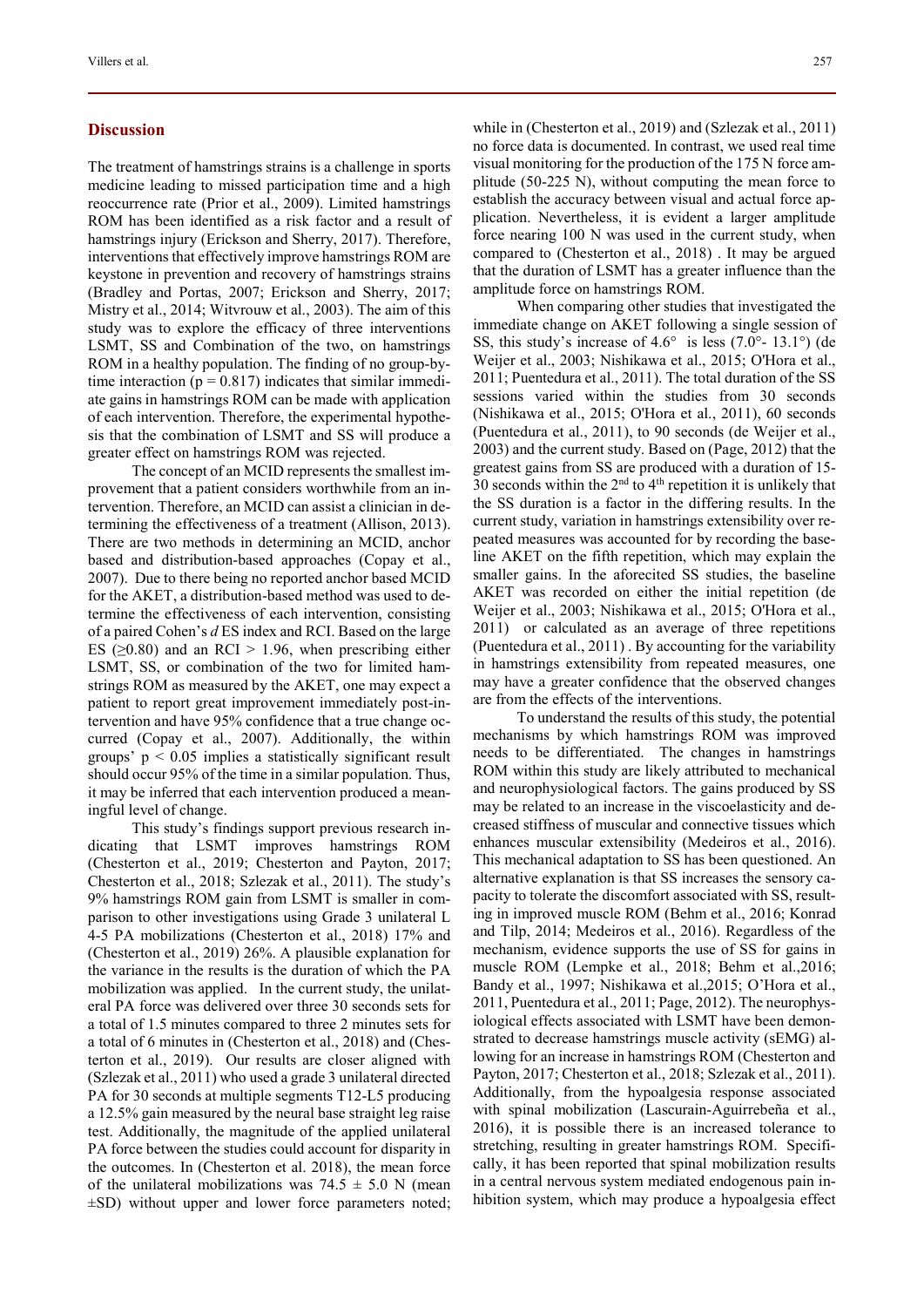## Discussion

The treatment of hamstrings strains is a challenge in sports medicine leading to missed participation time and a high reoccurrence rate (Prior et al., 2009). Limited hamstrings ROM has been identified as a risk factor and a result of hamstrings injury (Erickson and Sherry, 2017). Therefore, interventions that effectively improve hamstrings ROM are keystone in prevention and recovery of hamstrings strains (Bradley and Portas, 2007; Erickson and Sherry, 2017; Mistry et al., 2014; Witvrouw et al., 2003). The aim of this study was to explore the efficacy of three interventions LSMT, SS and Combination of the two, on hamstrings ROM in a healthy population. The finding of no group-by-time interaction ($p = 0.817$) indicates that similar immediate gains in hamstrings ROM can be made with application of each intervention. Therefore, the experimental hypothesis that the combination of LSMT and SS will produce a greater effect on hamstrings ROM was rejected.

The concept of an MCID represents the smallest improvement that a patient considers worthwhile from an intervention. Therefore, an MCID can assist a clinician in determining the effectiveness of a treatment (Allison, 2013). There are two methods in determining an MCID, anchor based and distribution-based approaches (Copay et al., 2007). Due to there being no reported anchor based MCID for the AKET, a distribution-based method was used to determine the effectiveness of each intervention, consisting of a paired Cohen's *d* ES index and RCI. Based on the large ES (≥0.80) and an RCI > 1.96, when prescribing either LSMT, SS, or combination of the two for limited hamstrings ROM as measured by the AKET, one may expect a patient to report great improvement immediately post-intervention and have 95% confidence that a true change occurred (Copay et al., 2007). Additionally, the within groups' $p < 0.05$ implies a statistically significant result should occur 95% of the time in a similar population. Thus, it may be inferred that each intervention produced a meaningful level of change.

This study's findings support previous research indicating that LSMT improves hamstrings ROM (Chesterton et al., 2019; Chesterton and Payton, 2017; Chesterton et al., 2018; Szlezak et al., 2011). The study's 9% hamstrings ROM gain from LSMT is smaller in comparison to other investigations using Grade 3 unilateral L 4-5 PA mobilizations (Chesterton et al., 2018) 17% and (Chesterton et al., 2019) 26%. A plausible explanation for the variance in the results is the duration of which the PA mobilization was applied. In the current study, the unilateral PA force was delivered over three 30 seconds sets for a total of 1.5 minutes compared to three 2 minutes sets for a total of 6 minutes in (Chesterton et al., 2018) and (Chesterton et al., 2019). Our results are closer aligned with (Szlezak et al., 2011) who used a grade 3 unilateral directed PA for 30 seconds at multiple segments T12-L5 producing a 12.5% gain measured by the neural base straight leg raise test. Additionally, the magnitude of the applied unilateral PA force between the studies could account for disparity in the outcomes. In (Chesterton et al. 2018), the mean force of the unilateral mobilizations was 74.5 ± 5.0 N (mean ±SD) without upper and lower force parameters noted; while in (Chesterton et al., 2019) and (Szlezak et al., 2011) no force data is documented. In contrast, we used real time visual monitoring for the production of the 175 N force amplitude (50-225 N), without computing the mean force to establish the accuracy between visual and actual force application. Nevertheless, it is evident a larger amplitude force nearing 100 N was used in the current study, when compared to (Chesterton et al., 2018) . It may be argued that the duration of LSMT has a greater influence than the amplitude force on hamstrings ROM.

When comparing other studies that investigated the immediate change on AKET following a single session of SS, this study's increase of 4.6° is less (7.0°- 13.1°) (de Weijer et al., 2003; Nishikawa et al., 2015; O'Hora et al., 2011; Puentedura et al., 2011). The total duration of the SS sessions varied within the studies from 30 seconds (Nishikawa et al., 2015; O'Hora et al., 2011), 60 seconds (Puentedura et al., 2011), to 90 seconds (de Weijer et al., 2003) and the current study. Based on (Page, 2012) that the greatest gains from SS are produced with a duration of 15-30 seconds within the 2nd to 4th repetition it is unlikely that the SS duration is a factor in the differing results. In the current study, variation in hamstrings extensibility over repeated measures was accounted for by recording the baseline AKET on the fifth repetition, which may explain the smaller gains. In the aforecited SS studies, the baseline AKET was recorded on either the initial repetition (de Weijer et al., 2003; Nishikawa et al., 2015; O'Hora et al., 2011) or calculated as an average of three repetitions (Puentedura et al., 2011) . By accounting for the variability in hamstrings extensibility from repeated measures, one may have a greater confidence that the observed changes are from the effects of the interventions.

To understand the results of this study, the potential mechanisms by which hamstrings ROM was improved needs to be differentiated. The changes in hamstrings ROM within this study are likely attributed to mechanical and neurophysiological factors. The gains produced by SS may be related to an increase in the viscoelasticity and decreased stiffness of muscular and connective tissues which enhances muscular extensibility (Medeiros et al., 2016). This mechanical adaptation to SS has been questioned. An alternative explanation is that SS increases the sensory capacity to tolerate the discomfort associated with SS, resulting in improved muscle ROM (Behm et al., 2016; Konrad and Tilp, 2014; Medeiros et al., 2016). Regardless of the mechanism, evidence supports the use of SS for gains in muscle ROM (Lempke et al., 2018; Behm et al.,2016; Bandy et al., 1997; Nishikawa et al.,2015; O'Hora et al., 2011, Puentedura et al., 2011; Page, 2012). The neurophysiological effects associated with LSMT have been demonstrated to decrease hamstrings muscle activity (sEMG) allowing for an increase in hamstrings ROM (Chesterton and Payton, 2017; Chesterton et al., 2018; Szlezak et al., 2011). Additionally, from the hypoalgesia response associated with spinal mobilization (Lascurain-Aguirrebeña et al., 2016), it is possible there is an increased tolerance to stretching, resulting in greater hamstrings ROM. Specifically, it has been reported that spinal mobilization results in a central nervous system mediated endogenous pain inhibition system, which may produce a hypoalgesia effect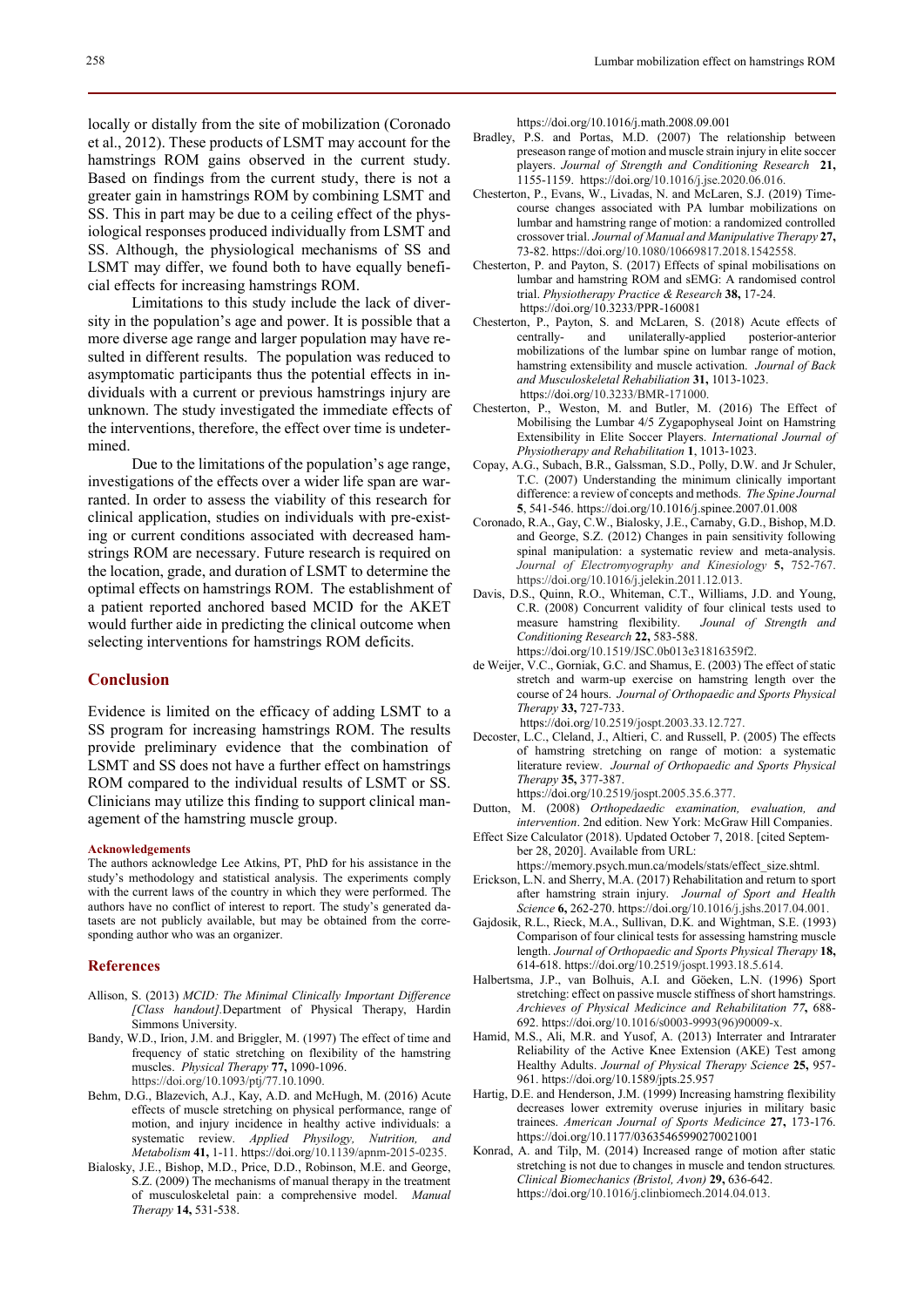locally or distally from the site of mobilization (Coronado et al., 2012). These products of LSMT may account for the hamstrings ROM gains observed in the current study. Based on findings from the current study, there is not a greater gain in hamstrings ROM by combining LSMT and SS. This in part may be due to a ceiling effect of the physiological responses produced individually from LSMT and SS. Although, the physiological mechanisms of SS and LSMT may differ, we found both to have equally beneficial effects for increasing hamstrings ROM.

Limitations to this study include the lack of diversity in the population's age and power. It is possible that a more diverse age range and larger population may have resulted in different results. The population was reduced to asymptomatic participants thus the potential effects in individuals with a current or previous hamstrings injury are unknown. The study investigated the immediate effects of the interventions, therefore, the effect over time is undetermined.

Due to the limitations of the population's age range, investigations of the effects over a wider life span are warranted. In order to assess the viability of this research for clinical application, studies on individuals with pre-existing or current conditions associated with decreased hamstrings ROM are necessary. Future research is required on the location, grade, and duration of LSMT to determine the optimal effects on hamstrings ROM. The establishment of a patient reported anchored based MCID for the AKET would further aide in predicting the clinical outcome when selecting interventions for hamstrings ROM deficits.

## Conclusion

Evidence is limited on the efficacy of adding LSMT to a SS program for increasing hamstrings ROM. The results provide preliminary evidence that the combination of LSMT and SS does not have a further effect on hamstrings ROM compared to the individual results of LSMT or SS. Clinicians may utilize this finding to support clinical management of the hamstring muscle group.

#### Acknowledgements

The authors acknowledge Lee Atkins, PT, PhD for his assistance in the study's methodology and statistical analysis. The experiments comply with the current laws of the country in which they were performed. The authors have no conflict of interest to report. The study's generated datasets are not publicly available, but may be obtained from the corresponding author who was an organizer.

## References

Allison, S. (2013) *MCID: The Minimal Clinically Important Difference [Class handout].*Department of Physical Therapy, Hardin Simmons University.

Bandy, W.D., Irion, J.M. and Briggler, M. (1997) The effect of time and frequency of static stretching on flexibility of the hamstring muscles. *Physical Therapy* **77,** 1090-1096. https://doi.org/10.1093/ptj/77.10.1090.

Behm, D.G., Blazevich, A.J., Kay, A.D. and McHugh, M. (2016) Acute effects of muscle stretching on physical performance, range of motion, and injury incidence in healthy active individuals: a systematic review. *Applied Physilogy, Nutrition, and Metabolism* **41,** 1-11. https://doi.org/10.1139/apnm-2015-0235.

Bialosky, J.E., Bishop, M.D., Price, D.D., Robinson, M.E. and George, S.Z. (2009) The mechanisms of manual therapy in the treatment of musculoskeletal pain: a comprehensive model. *Manual Therapy* **14,** 531-538. https://doi.org/10.1016/j.math.2008.09.001

Bradley, P.S. and Portas, M.D. (2007) The relationship between preseason range of motion and muscle strain injury in elite soccer players. *Journal of Strength and Conditioning Research* **21,** 1155-1159. https://doi.org/10.1016/j.jse.2020.06.016.

Chesterton, P., Evans, W., Livadas, N. and McLaren, S.J. (2019) Time-course changes associated with PA lumbar mobilizations on lumbar and hamstring range of motion: a randomized controlled crossover trial. *Journal of Manual and Manipulative Therapy* **27,** 73-82. https://doi.org/10.1080/10669817.2018.1542558.

Chesterton, P. and Payton, S. (2017) Effects of spinal mobilisations on lumbar and hamstring ROM and sEMG: A randomised control trial. *Physiotherapy Practice & Research* **38,** 17-24. https://doi.org/10.3233/PPR-160081

Chesterton, P., Payton, S. and McLaren, S. (2018) Acute effects of centrally- and unilaterally-applied posterior-anterior mobilizations of the lumbar spine on lumbar range of motion, hamstring extensibility and muscle activation. *Journal of Back and Musculoskeletal Rehabilitation* **31,** 1013-1023. https://doi.org/10.3233/BMR-171000.

Chesterton, P., Weston, M. and Butler, M. (2016) The Effect of Mobilising the Lumbar 4/5 Zygapophyseal Joint on Hamstring Extensibility in Elite Soccer Players. *International Journal of Physiotherapy and Rehabilitation* **1**, 1013-1023.

Copay, A.G., Subach, B.R., Galssman, S.D., Polly, D.W. and Jr Schuler, T.C. (2007) Understanding the minimum clinically important difference: a review of concepts and methods. *The Spine Journal* **5**, 541-546. https://doi.org/10.1016/j.spinee.2007.01.008

Coronado, R.A., Gay, C.W., Bialosky, J.E., Carnaby, G.D., Bishop, M.D. and George, S.Z. (2012) Changes in pain sensitivity following spinal manipulation: a systematic review and meta-analysis. *Journal of Electromyography and Kinesiology* **5,** 752-767. https://doi.org/10.1016/j.jelekin.2011.12.013.

Davis, D.S., Quinn, R.O., Whiteman, C.T., Williams, J.D. and Young, C.R. (2008) Concurrent validity of four clinical tests used to measure hamstring flexibility. *Jounal of Strength and Conditioning Research* **22,** 583-588. https://doi.org/10.1519/JSC.0b013e31816359f2.

de Weijer, V.C., Gorniak, G.C. and Shamus, E. (2003) The effect of static stretch and warm-up exercise on hamstring length over the course of 24 hours. *Journal of Orthopaedic and Sports Physical Therapy* **33,** 727-733. https://doi.org/10.2519/jospt.2003.33.12.727.

Decoster, L.C., Cleland, J., Altieri, C. and Russell, P. (2005) The effects of hamstring stretching on range of motion: a systematic literature review. *Journal of Orthopaedic and Sports Physical Therapy* **35,** 377-387. https://doi.org/10.2519/jospt.2005.35.6.377.

Dutton, M. (2008) *Orthopedaedic examination, evaluation, and intervention*. 2nd edition. New York: McGraw Hill Companies.

Effect Size Calculator (2018). Updated October 7, 2018. [cited September 28, 2020]. Available from URL: https://memory.psych.mun.ca/models/stats/effect_size.shtml.

Erickson, L.N. and Sherry, M.A. (2017) Rehabilitation and return to sport after hamstring strain injury. *Journal of Sport and Health Science* **6,** 262-270. https://doi.org/10.1016/j.jshs.2017.04.001.

Gajdosik, R.L., Rieck, M.A., Sullivan, D.K. and Wightman, S.E. (1993) Comparison of four clinical tests for assessing hamstring muscle length. *Journal of Orthopaedic and Sports Physical Therapy* **18,** 614-618. https://doi.org/10.2519/jospt.1993.18.5.614.

Halbertsma, J.P., van Bolhuis, A.I. and Göeken, L.N. (1996) Sport stretching: effect on passive muscle stiffness of short hamstrings. *Archieves of Physical Medicince and Rehabilitation* **77,** 688-692. https://doi.org/10.1016/s0003-9993(96)90009-x.

Hamid, M.S., Ali, M.R. and Yusof, A. (2013) Interrater and Intrarater Reliability of the Active Knee Extension (AKE) Test among Healthy Adults. *Journal of Physical Therapy Science* **25,** 957-961. https://doi.org/10.1589/jpts.25.957

Hartig, D.E. and Henderson, J.M. (1999) Increasing hamstring flexibility decreases lower extremity overuse injuries in military basic trainees. *American Journal of Sports Medicince* **27,** 173-176. https://doi.org/10.1177/03635465990270021001

Konrad, A. and Tilp, M. (2014) Increased range of motion after static stretching is not due to changes in muscle and tendon structures*. Clinical Biomechanics (Bristol, Avon)* **29,** 636-642. https://doi.org/10.1016/j.clinbiomech.2014.04.013.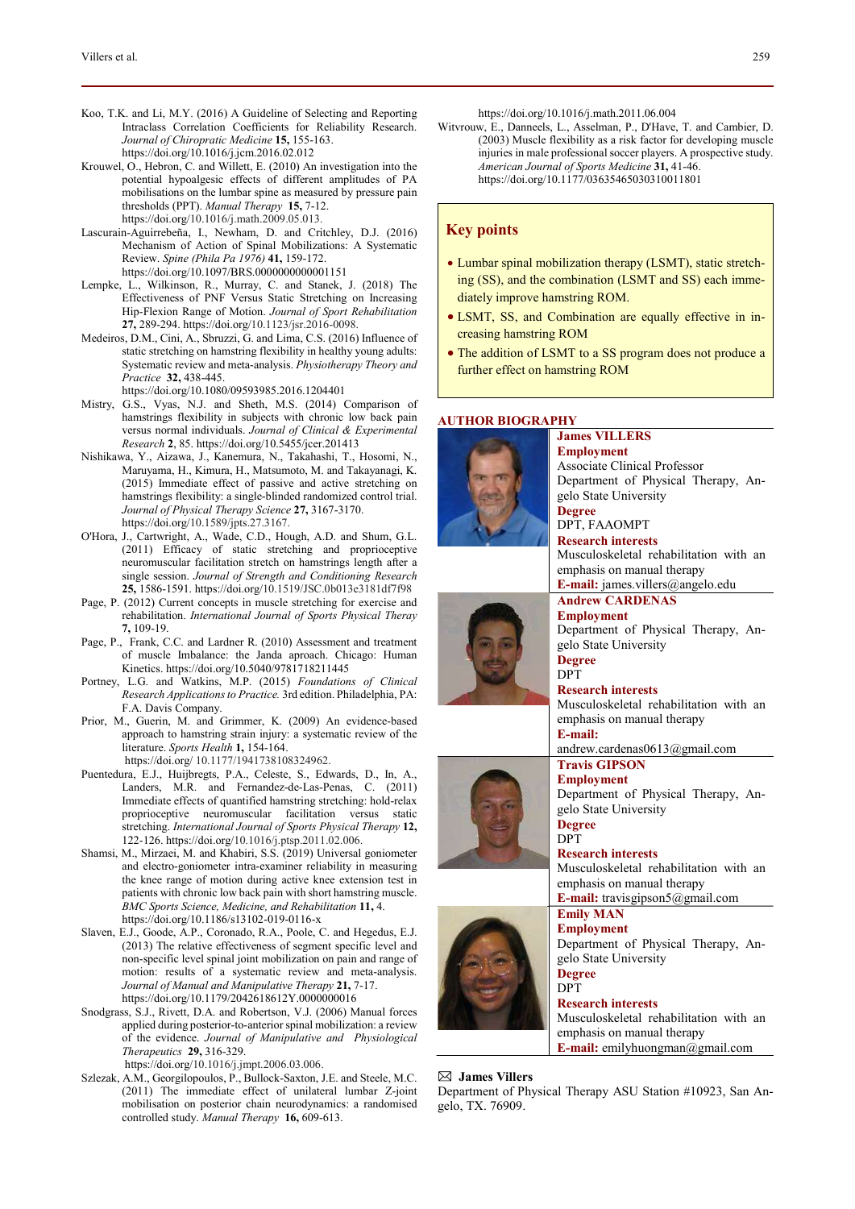Koo, T.K. and Li, M.Y. (2016) A Guideline of Selecting and Reporting Intraclass Correlation Coefficients for Reliability Research. *Journal of Chiropratic Medicine* **15,** 155-163. https://doi.org/10.1016/j.jcm.2016.02.012

Krouwel, O., Hebron, C. and Willett, E. (2010) An investigation into the potential hypoalgesic effects of different amplitudes of PA mobilisations on the lumbar spine as measured by pressure pain thresholds (PPT). *Manual Therapy* **15,** 7-12. https://doi.org/10.1016/j.math.2009.05.013.

Lascurain-Aguirrebeña, I., Newham, D. and Critchley, D.J. (2016) Mechanism of Action of Spinal Mobilizations: A Systematic Review. *Spine (Phila Pa 1976)* **41,** 159-172. https://doi.org/10.1097/BRS.0000000000001151

Lempke, L., Wilkinson, R., Murray, C. and Stanek, J. (2018) The Effectiveness of PNF Versus Static Stretching on Increasing Hip-Flexion Range of Motion. *Journal of Sport Rehabilitation* **27,** 289-294. https://doi.org/10.1123/jsr.2016-0098.

Medeiros, D.M., Cini, A., Sbruzzi, G. and Lima, C.S. (2016) Influence of static stretching on hamstring flexibility in healthy young adults: Systematic review and meta-analysis. *Physiotherapy Theory and Practice* **32,** 438-445. https://doi.org/10.1080/09593985.2016.1204401

Mistry, G.S., Vyas, N.J. and Sheth, M.S. (2014) Comparison of hamstrings flexibility in subjects with chronic low back pain versus normal individuals. *Journal of Clinical & Experimental Research* **2**, 85. https://doi.org/10.5455/jcer.201413

Nishikawa, Y., Aizawa, J., Kanemura, N., Takahashi, T., Hosomi, N., Maruyama, H., Kimura, H., Matsumoto, M. and Takayanagi, K. (2015) Immediate effect of passive and active stretching on hamstrings flexibility: a single-blinded randomized control trial. *Journal of Physical Therapy Science* **27,** 3167-3170. https://doi.org/10.1589/jpts.27.3167.

O'Hora, J., Cartwright, A., Wade, C.D., Hough, A.D. and Shum, G.L. (2011) Efficacy of static stretching and proprioceptive neuromuscular facilitation stretch on hamstrings length after a single session. *Journal of Strength and Conditioning Research* **25,** 1586-1591. https://doi.org/10.1519/JSC.0b013e3181df7f98

Page, P. (2012) Current concepts in muscle stretching for exercise and rehabilitation. *International Journal of Sports Physical Theray* **7,** 109-19.

Page, P., Frank, C.C. and Lardner R. (2010) Assessment and treatment of muscle Imbalance: the Janda aproach. Chicago: Human Kinetics. https://doi.org/10.5040/9781718211445

Portney, L.G. and Watkins, M.P. (2015) *Foundations of Clinical Research Applications to Practice.* 3rd edition. Philadelphia, PA: F.A. Davis Company.

Prior, M., Guerin, M. and Grimmer, K. (2009) An evidence-based approach to hamstring strain injury: a systematic review of the literature. *Sports Health* **1,** 154-164. https://doi.org/ 10.1177/1941738108324962.

Puentedura, E.J., Huijbregts, P.A., Celeste, S., Edwards, D., In, A., Landers, M.R. and Fernandez-de-Las-Penas, C. (2011) Immediate effects of quantified hamstring stretching: hold-relax proprioceptive neuromuscular facilitation versus static stretching. *International Journal of Sports Physical Therapy* **12,** 122-126. https://doi.org/10.1016/j.ptsp.2011.02.006.

Shamsi, M., Mirzaei, M. and Khabiri, S.S. (2019) Universal goniometer and electro-goniometer intra-examiner reliability in measuring the knee range of motion during active knee extension test in patients with chronic low back pain with short hamstring muscle. *BMC Sports Science, Medicine, and Rehabilitation* **11,** 4. https://doi.org/10.1186/s13102-019-0116-x

Slaven, E.J., Goode, A.P., Coronado, R.A., Poole, C. and Hegedus, E.J. (2013) The relative effectiveness of segment specific level and non-specific level spinal joint mobilization on pain and range of motion: results of a systematic review and meta-analysis. *Journal of Manual and Manipulative Therapy* **21,** 7-17. https://doi.org/10.1179/2042618612Y.0000000016

Snodgrass, S.J., Rivett, D.A. and Robertson, V.J. (2006) Manual forces applied during posterior-to-anterior spinal mobilization: a review of the evidence. *Journal of Manipulative and Physiological Therapeutics* **29,** 316-329. https://doi.org/10.1016/j.jmpt.2006.03.006.

Szlezak, A.M., Georgilopoulos, P., Bullock-Saxton, J.E. and Steele, M.C. (2011) The immediate effect of unilateral lumbar Z-joint mobilisation on posterior chain neurodynamics: a randomised controlled study. *Manual Therapy* **16,** 609-613. https://doi.org/10.1016/j.math.2011.06.004

Witvrouw, E., Danneels, L., Asselman, P., D'Have, T. and Cambier, D. (2003) Muscle flexibility as a risk factor for developing muscle injuries in male professional soccer players. A prospective study. *American Journal of Sports Medicine* **31,** 41-46. https://doi.org/10.1177/03635465030310011801

## Key points

- Lumbar spinal mobilization therapy (LSMT), static stretching (SS), and the combination (LSMT and SS) each immediately improve hamstring ROM.
- LSMT, SS, and Combination are equally effective in increasing hamstring ROM
- The addition of LSMT to a SS program does not produce a further effect on hamstring ROM

## AUTHOR BIOGRAPHY

**James VILLERS**
**Employment**
Associate Clinical Professor
Department of Physical Therapy, Angelo State University
**Degree**
DPT, FAAOMPT
**Research interests**
Musculoskeletal rehabilitation with an emphasis on manual therapy
**E-mail:** james.villers@angelo.edu

**Andrew CARDENAS**
**Employment**
Department of Physical Therapy, Angelo State University
**Degree**
DPT
**Research interests**
Musculoskeletal rehabilitation with an emphasis on manual therapy
**E-mail:** andrew.cardenas0613@gmail.com

**Travis GIPSON**
**Employment**
Department of Physical Therapy, Angelo State University
**Degree**
DPT
**Research interests**
Musculoskeletal rehabilitation with an emphasis on manual therapy
**E-mail:** travisgipson5@gmail.com

**Emily MAN**
**Employment**
Department of Physical Therapy, Angelo State University
**Degree**
DPT
**Research interests**
Musculoskeletal rehabilitation with an emphasis on manual therapy
**E-mail:** emilyhuongman@gmail.com

✉ **James Villers**
Department of Physical Therapy ASU Station #10923, San Angelo, TX. 76909.